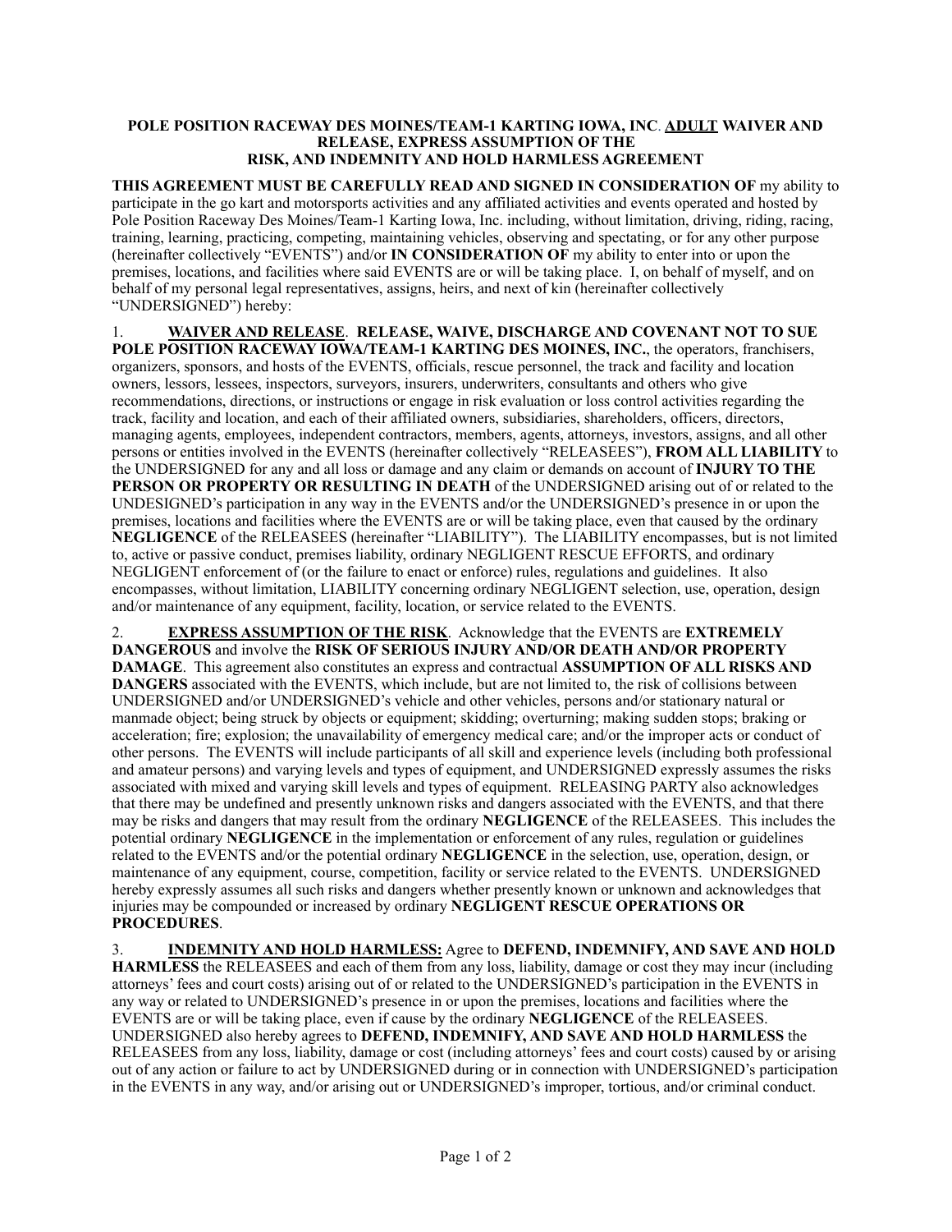**POLE POSITION RACEWAY DES MOINES/TEAM-1 KARTING IOWA, INC**. **ADULT WAIVER AND RELEASE, EXPRESS ASSUMPTION OF THE RISK, AND INDEMNITY AND HOLD HARMLESS AGREEMENT**

**THIS AGREEMENT MUST BE CAREFULLY READ AND SIGNED IN CONSIDERATION OF** my ability to participate in the go kart and motorsports activities and any affiliated activities and events operated and hosted by Pole Position Raceway Des Moines/Team-1 Karting Iowa, Inc. including, without limitation, driving, riding, racing, training, learning, practicing, competing, maintaining vehicles, observing and spectating, or for any other purpose (hereinafter collectively "EVENTS") and/or **IN CONSIDERATION OF** my ability to enter into or upon the premises, locations, and facilities where said EVENTS are or will be taking place. I, on behalf of myself, and on behalf of my personal legal representatives, assigns, heirs, and next of kin (hereinafter collectively "UNDERSIGNED") hereby:

1. **WAIVER AND RELEASE**. **RELEASE, WAIVE, DISCHARGE AND COVENANT NOT TO SUE POLE POSITION RACEWAY IOWA/TEAM-1 KARTING DES MOINES, INC.**, the operators, franchisers, organizers, sponsors, and hosts of the EVENTS, officials, rescue personnel, the track and facility and location owners, lessors, lessees, inspectors, surveyors, insurers, underwriters, consultants and others who give recommendations, directions, or instructions or engage in risk evaluation or loss control activities regarding the track, facility and location, and each of their affiliated owners, subsidiaries, shareholders, officers, directors, managing agents, employees, independent contractors, members, agents, attorneys, investors, assigns, and all other persons or entities involved in the EVENTS (hereinafter collectively "RELEASEES"), **FROM ALL LIABILITY** to the UNDERSIGNED for any and all loss or damage and any claim or demands on account of **INJURY TO THE PERSON OR PROPERTY OR RESULTING IN DEATH** of the UNDERSIGNED arising out of or related to the UNDESIGNED's participation in any way in the EVENTS and/or the UNDERSIGNED's presence in or upon the premises, locations and facilities where the EVENTS are or will be taking place, even that caused by the ordinary **NEGLIGENCE** of the RELEASEES (hereinafter "LIABILITY"). The LIABILITY encompasses, but is not limited to, active or passive conduct, premises liability, ordinary NEGLIGENT RESCUE EFFORTS, and ordinary NEGLIGENT enforcement of (or the failure to enact or enforce) rules, regulations and guidelines. It also encompasses, without limitation, LIABILITY concerning ordinary NEGLIGENT selection, use, operation, design and/or maintenance of any equipment, facility, location, or service related to the EVENTS.

2. **EXPRESS ASSUMPTION OF THE RISK**. Acknowledge that the EVENTS are **EXTREMELY DANGEROUS** and involve the **RISK OF SERIOUS INJURY AND/OR DEATH AND/OR PROPERTY DAMAGE**. This agreement also constitutes an express and contractual **ASSUMPTION OF ALL RISKS AND DANGERS** associated with the EVENTS, which include, but are not limited to, the risk of collisions between UNDERSIGNED and/or UNDERSIGNED's vehicle and other vehicles, persons and/or stationary natural or manmade object; being struck by objects or equipment; skidding; overturning; making sudden stops; braking or acceleration; fire; explosion; the unavailability of emergency medical care; and/or the improper acts or conduct of other persons. The EVENTS will include participants of all skill and experience levels (including both professional and amateur persons) and varying levels and types of equipment, and UNDERSIGNED expressly assumes the risks associated with mixed and varying skill levels and types of equipment. RELEASING PARTY also acknowledges that there may be undefined and presently unknown risks and dangers associated with the EVENTS, and that there may be risks and dangers that may result from the ordinary **NEGLIGENCE** of the RELEASEES. This includes the potential ordinary **NEGLIGENCE** in the implementation or enforcement of any rules, regulation or guidelines related to the EVENTS and/or the potential ordinary **NEGLIGENCE** in the selection, use, operation, design, or maintenance of any equipment, course, competition, facility or service related to the EVENTS. UNDERSIGNED hereby expressly assumes all such risks and dangers whether presently known or unknown and acknowledges that injuries may be compounded or increased by ordinary **NEGLIGENT RESCUE OPERATIONS OR PROCEDURES**.

3. **INDEMNITY AND HOLD HARMLESS:** Agree to **DEFEND, INDEMNIFY, AND SAVE AND HOLD HARMLESS** the RELEASEES and each of them from any loss, liability, damage or cost they may incur (including attorneys' fees and court costs) arising out of or related to the UNDERSIGNED's participation in the EVENTS in any way or related to UNDERSIGNED's presence in or upon the premises, locations and facilities where the EVENTS are or will be taking place, even if cause by the ordinary **NEGLIGENCE** of the RELEASEES. UNDERSIGNED also hereby agrees to **DEFEND, INDEMNIFY, AND SAVE AND HOLD HARMLESS** the RELEASEES from any loss, liability, damage or cost (including attorneys' fees and court costs) caused by or arising out of any action or failure to act by UNDERSIGNED during or in connection with UNDERSIGNED's participation in the EVENTS in any way, and/or arising out or UNDERSIGNED's improper, tortious, and/or criminal conduct.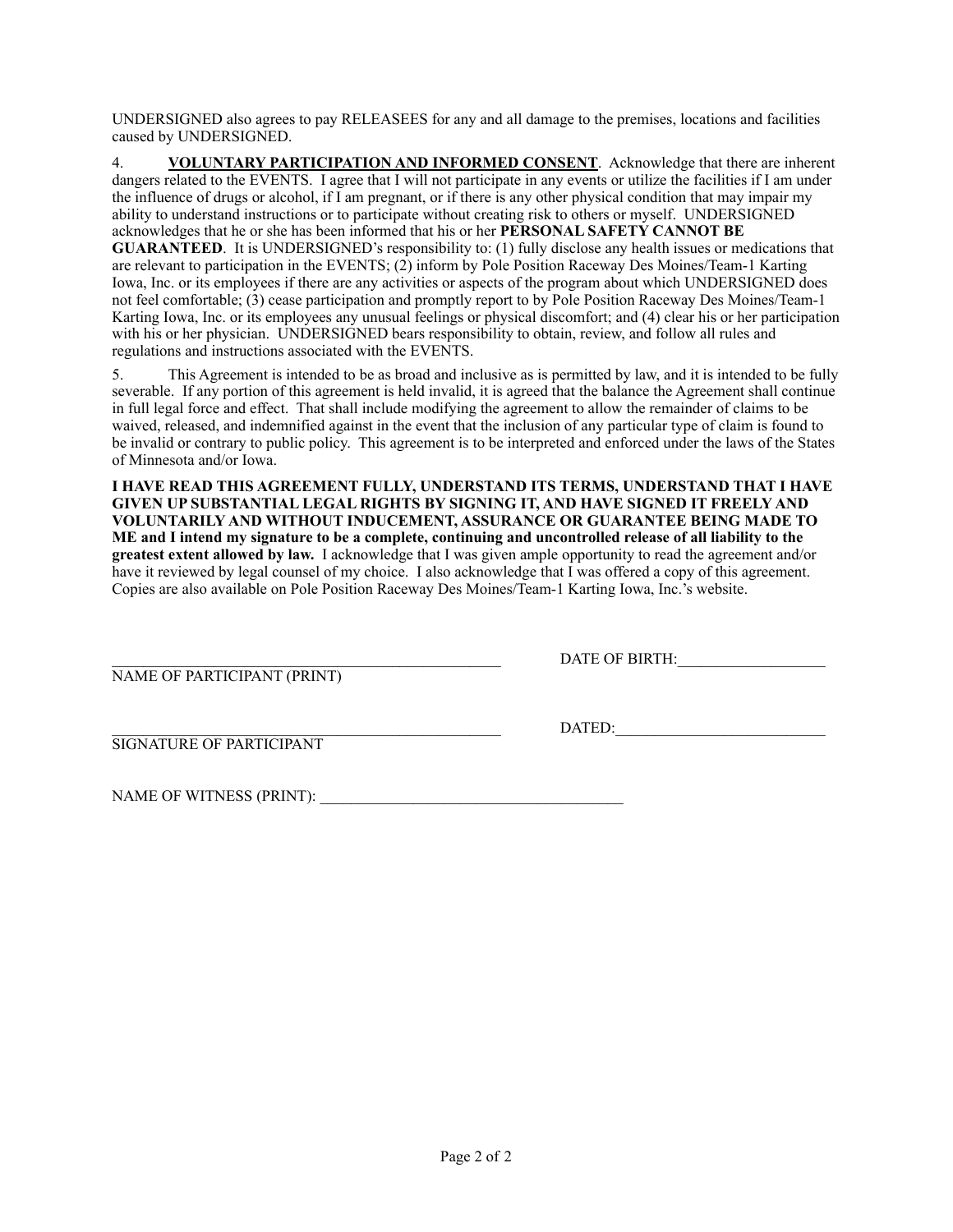UNDERSIGNED also agrees to pay RELEASEES for any and all damage to the premises, locations and facilities caused by UNDERSIGNED.

4. **VOLUNTARY PARTICIPATION AND INFORMED CONSENT**. Acknowledge that there are inherent dangers related to the EVENTS. I agree that I will not participate in any events or utilize the facilities if I am under the influence of drugs or alcohol, if I am pregnant, or if there is any other physical condition that may impair my ability to understand instructions or to participate without creating risk to others or myself. UNDERSIGNED acknowledges that he or she has been informed that his or her **PERSONAL SAFETY CANNOT BE GUARANTEED**. It is UNDERSIGNED's responsibility to: (1) fully disclose any health issues or medications that are relevant to participation in the EVENTS; (2) inform by Pole Position Raceway Des Moines/Team-1 Karting Iowa, Inc. or its employees if there are any activities or aspects of the program about which UNDERSIGNED does not feel comfortable; (3) cease participation and promptly report to by Pole Position Raceway Des Moines/Team-1 Karting Iowa, Inc. or its employees any unusual feelings or physical discomfort; and (4) clear his or her participation with his or her physician. UNDERSIGNED bears responsibility to obtain, review, and follow all rules and regulations and instructions associated with the EVENTS.

5. This Agreement is intended to be as broad and inclusive as is permitted by law, and it is intended to be fully severable. If any portion of this agreement is held invalid, it is agreed that the balance the Agreement shall continue in full legal force and effect. That shall include modifying the agreement to allow the remainder of claims to be waived, released, and indemnified against in the event that the inclusion of any particular type of claim is found to be invalid or contrary to public policy. This agreement is to be interpreted and enforced under the laws of the States of Minnesota and/or Iowa.

**I HAVE READ THIS AGREEMENT FULLY, UNDERSTAND ITS TERMS, UNDERSTAND THAT I HAVE GIVEN UP SUBSTANTIAL LEGAL RIGHTS BY SIGNING IT, AND HAVE SIGNED IT FREELY AND VOLUNTARILY AND WITHOUT INDUCEMENT, ASSURANCE OR GUARANTEE BEING MADE TO ME and I intend my signature to be a complete, continuing and uncontrolled release of all liability to the greatest extent allowed by law.** I acknowledge that I was given ample opportunity to read the agreement and/or have it reviewed by legal counsel of my choice. I also acknowledge that I was offered a copy of this agreement. Copies are also available on Pole Position Raceway Des Moines/Team-1 Karting Iowa, Inc.'s website.

\_\_\_\_\_\_\_\_\_\_\_\_\_\_\_\_\_\_\_\_\_\_\_\_\_\_\_\_\_\_\_\_\_\_\_\_\_\_\_\_\_\_\_\_\_\_\_\_ DATE OF BIRTH:\_\_\_\_\_\_\_\_\_\_\_\_\_\_\_\_\_\_\_
NAME OF PARTICIPANT (PRINT)

\_\_\_\_\_\_\_\_\_\_\_\_\_\_\_\_\_\_\_\_\_\_\_\_\_\_\_\_\_\_\_\_\_\_\_\_\_\_\_\_\_\_\_\_\_\_\_\_ DATED:\_\_\_\_\_\_\_\_\_\_\_\_\_\_\_\_\_\_\_\_\_\_\_\_\_\_\_
SIGNATURE OF PARTICIPANT

NAME OF WITNESS (PRINT): \_\_\_\_\_\_\_\_\_\_\_\_\_\_\_\_\_\_\_\_\_\_\_\_\_\_\_\_\_\_\_\_\_\_\_\_\_\_\_